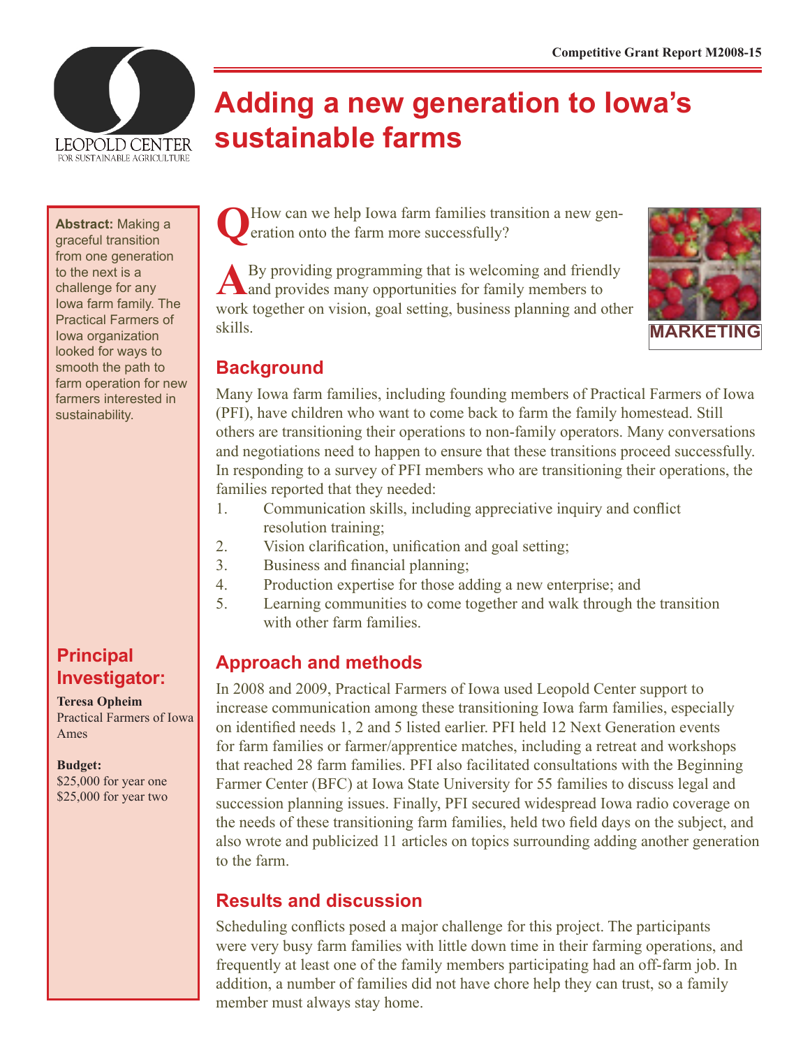Competitive Grant Report M2008-15

# Adding a new generation to Iowa's sustainable farms

**Abstract:** Making a graceful transition from one generation to the next is a challenge for any Iowa farm family. The Practical Farmers of Iowa organization looked for ways to smooth the path to farm operation for new farmers interested in sustainability.

## Principal Investigator:

**Teresa Opheim**
Practical Farmers of Iowa
Ames

**Budget:**
$25,000 for year one
$25,000 for year two

**Q** How can we help Iowa farm families transition a new generation onto the farm more successfully?

**A** By providing programming that is welcoming and friendly and provides many opportunities for family members to work together on vision, goal setting, business planning and other skills.

MARKETING

## Background

Many Iowa farm families, including founding members of Practical Farmers of Iowa (PFI), have children who want to come back to farm the family homestead. Still others are transitioning their operations to non-family operators. Many conversations and negotiations need to happen to ensure that these transitions proceed successfully. In responding to a survey of PFI members who are transitioning their operations, the families reported that they needed:

1. Communication skills, including appreciative inquiry and conflict resolution training;
2. Vision clarification, unification and goal setting;
3. Business and financial planning;
4. Production expertise for those adding a new enterprise; and
5. Learning communities to come together and walk through the transition with other farm families.

## Approach and methods

In 2008 and 2009, Practical Farmers of Iowa used Leopold Center support to increase communication among these transitioning Iowa farm families, especially on identified needs 1, 2 and 5 listed earlier. PFI held 12 Next Generation events for farm families or farmer/apprentice matches, including a retreat and workshops that reached 28 farm families. PFI also facilitated consultations with the Beginning Farmer Center (BFC) at Iowa State University for 55 families to discuss legal and succession planning issues. Finally, PFI secured widespread Iowa radio coverage on the needs of these transitioning farm families, held two field days on the subject, and also wrote and publicized 11 articles on topics surrounding adding another generation to the farm.

## Results and discussion

Scheduling conflicts posed a major challenge for this project. The participants were very busy farm families with little down time in their farming operations, and frequently at least one of the family members participating had an off-farm job. In addition, a number of families did not have chore help they can trust, so a family member must always stay home.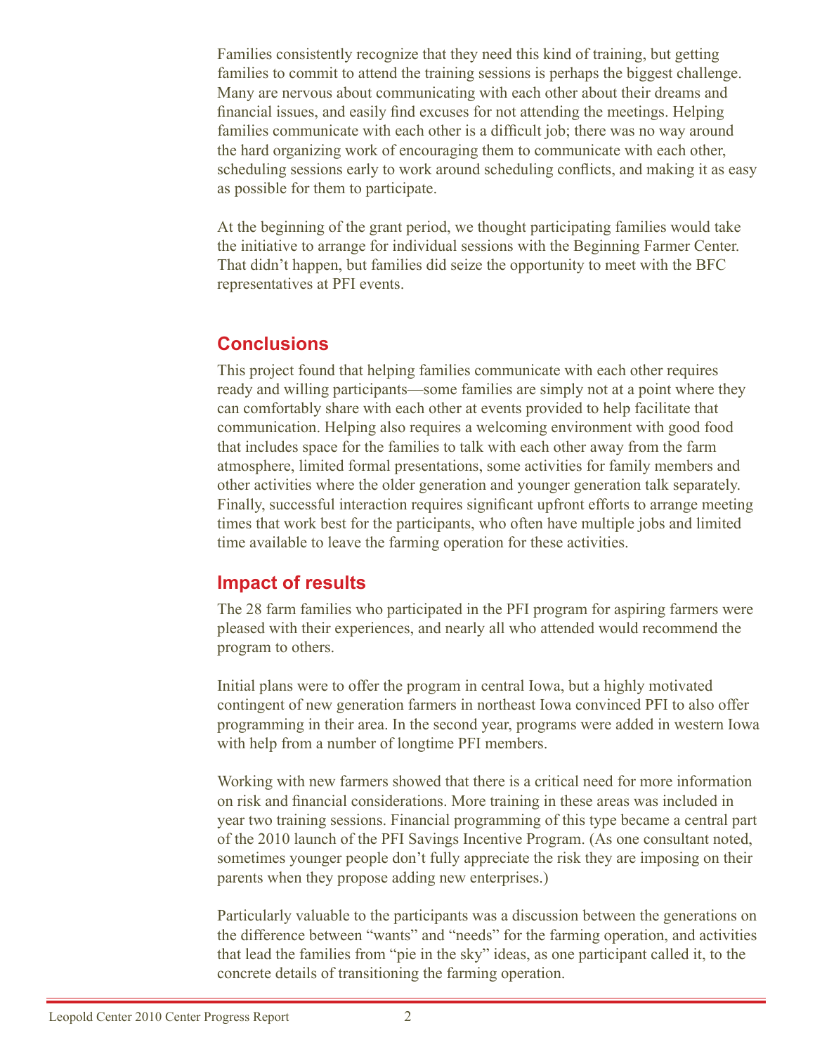Families consistently recognize that they need this kind of training, but getting families to commit to attend the training sessions is perhaps the biggest challenge. Many are nervous about communicating with each other about their dreams and financial issues, and easily find excuses for not attending the meetings. Helping families communicate with each other is a difficult job; there was no way around the hard organizing work of encouraging them to communicate with each other, scheduling sessions early to work around scheduling conflicts, and making it as easy as possible for them to participate.

At the beginning of the grant period, we thought participating families would take the initiative to arrange for individual sessions with the Beginning Farmer Center. That didn't happen, but families did seize the opportunity to meet with the BFC representatives at PFI events.

## Conclusions

This project found that helping families communicate with each other requires ready and willing participants—some families are simply not at a point where they can comfortably share with each other at events provided to help facilitate that communication. Helping also requires a welcoming environment with good food that includes space for the families to talk with each other away from the farm atmosphere, limited formal presentations, some activities for family members and other activities where the older generation and younger generation talk separately. Finally, successful interaction requires significant upfront efforts to arrange meeting times that work best for the participants, who often have multiple jobs and limited time available to leave the farming operation for these activities.

## Impact of results

The 28 farm families who participated in the PFI program for aspiring farmers were pleased with their experiences, and nearly all who attended would recommend the program to others.

Initial plans were to offer the program in central Iowa, but a highly motivated contingent of new generation farmers in northeast Iowa convinced PFI to also offer programming in their area. In the second year, programs were added in western Iowa with help from a number of longtime PFI members.

Working with new farmers showed that there is a critical need for more information on risk and financial considerations. More training in these areas was included in year two training sessions. Financial programming of this type became a central part of the 2010 launch of the PFI Savings Incentive Program. (As one consultant noted, sometimes younger people don't fully appreciate the risk they are imposing on their parents when they propose adding new enterprises.)

Particularly valuable to the participants was a discussion between the generations on the difference between "wants" and "needs" for the farming operation, and activities that lead the families from "pie in the sky" ideas, as one participant called it, to the concrete details of transitioning the farming operation.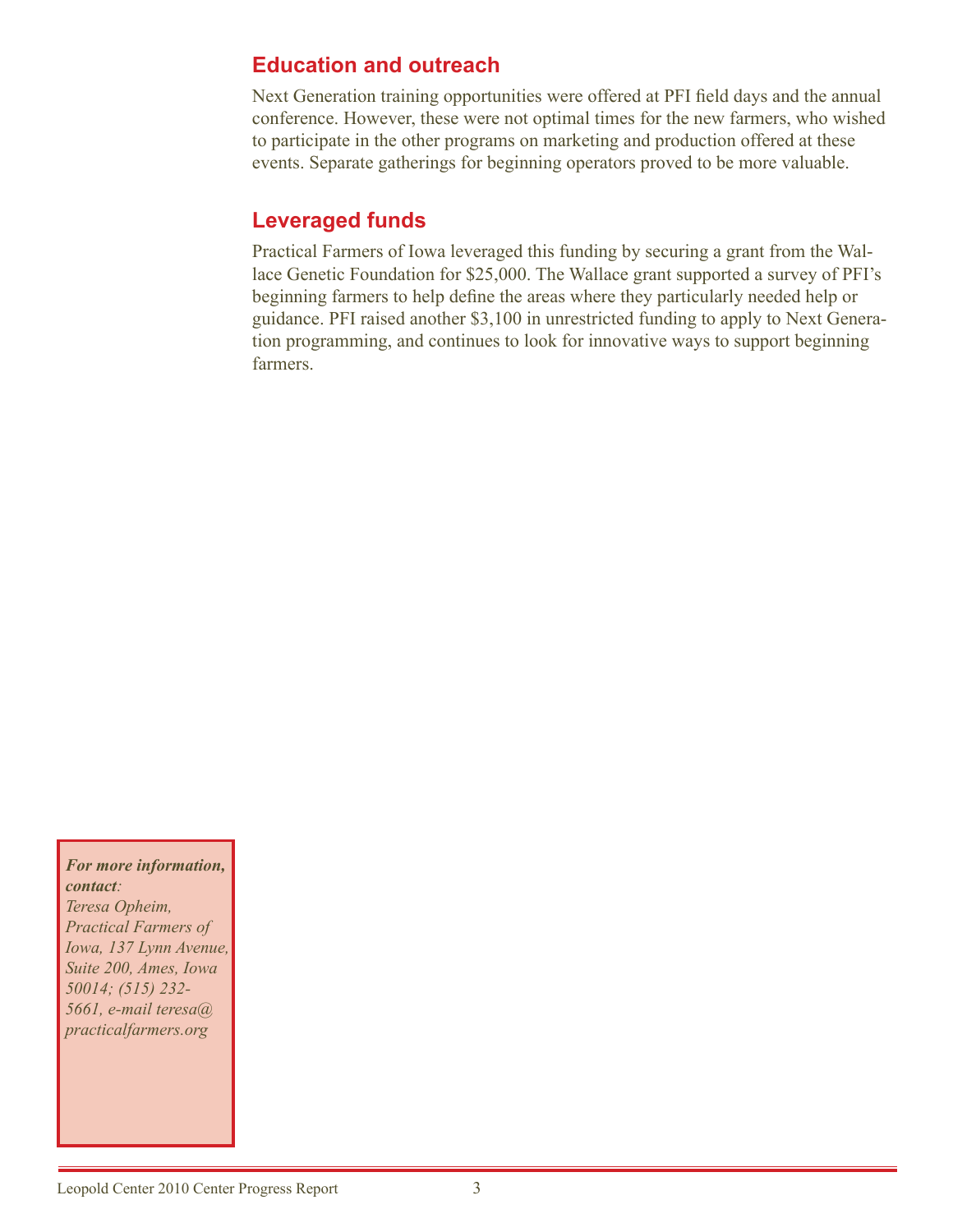## Education and outreach

Next Generation training opportunities were offered at PFI field days and the annual conference. However, these were not optimal times for the new farmers, who wished to participate in the other programs on marketing and production offered at these events. Separate gatherings for beginning operators proved to be more valuable.

## Leveraged funds

Practical Farmers of Iowa leveraged this funding by securing a grant from the Wallace Genetic Foundation for $25,000. The Wallace grant supported a survey of PFI's beginning farmers to help define the areas where they particularly needed help or guidance. PFI raised another $3,100 in unrestricted funding to apply to Next Generation programming, and continues to look for innovative ways to support beginning farmers.

***For more information, contact:***
*Teresa Opheim, Practical Farmers of Iowa, 137 Lynn Avenue, Suite 200, Ames, Iowa 50014; (515) 232-5661, e-mail teresa@practicalfarmers.org*